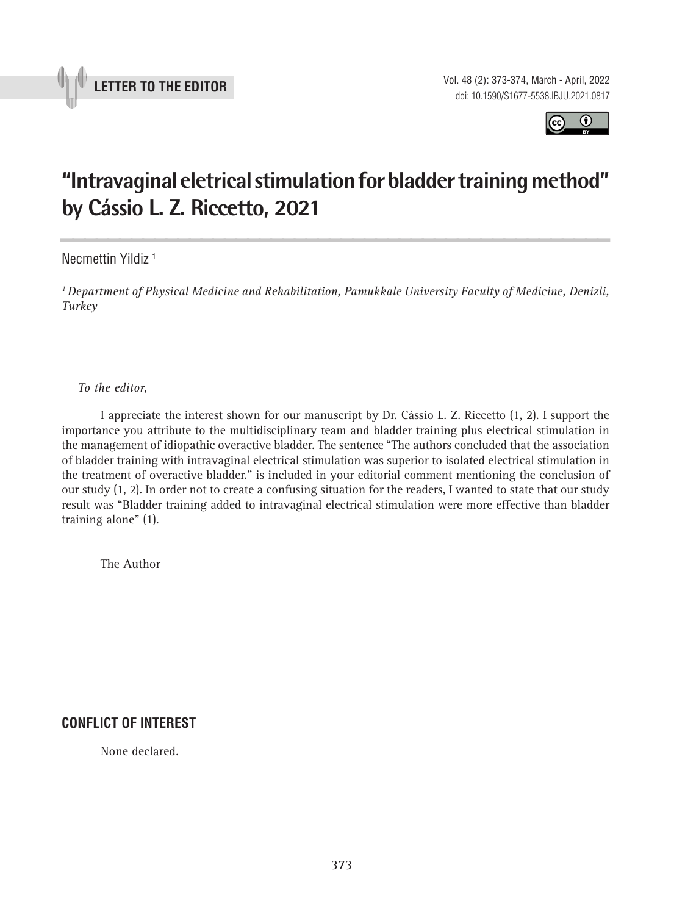LETTER TO THE EDITOR

# “Intravaginal eletrical stimulation for bladder training method” by Cássio L. Z. Riccetto, 2021

Necmettin Yildiz [1]

*[1] Department of Physical Medicine and Rehabilitation, Pamukkale University Faculty of Medicine, Denizli, Turkey*

*To the editor,*

I appreciate the interest shown for our manuscript by Dr. Cássio L. Z. Riccetto (1, 2). I support the importance you attribute to the multidisciplinary team and bladder training plus electrical stimulation in the management of idiopathic overactive bladder. The sentence “The authors concluded that the association of bladder training with intravaginal electrical stimulation was superior to isolated electrical stimulation in the treatment of overactive bladder.” is included in your editorial comment mentioning the conclusion of our study (1, 2). In order not to create a confusing situation for the readers, I wanted to state that our study result was “Bladder training added to intravaginal electrical stimulation were more effective than bladder training alone” (1).

The Author

## CONFLICT OF INTEREST

None declared.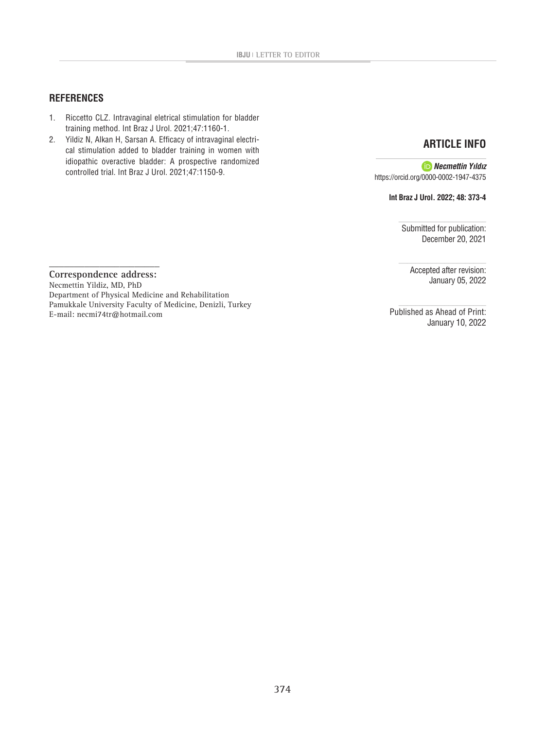## REFERENCES

1. Riccetto CLZ. Intravaginal eletrical stimulation for bladder training method. Int Braz J Urol. 2021;47:1160-1.
2. Yildiz N, Alkan H, Sarsan A. Efficacy of intravaginal electrical stimulation added to bladder training in women with idiopathic overactive bladder: A prospective randomized controlled trial. Int Braz J Urol. 2021;47:1150-9.

**Correspondence address:**
Necmettin Yildiz, MD, PhD
Department of Physical Medicine and Rehabilitation
Pamukkale University Faculty of Medicine, Denizli, Turkey
E-mail: necmi74tr@hotmail.com

## ARTICLE INFO

***Necmettin Yıldız***
https://orcid.org/0000-0002-1947-4375

**Int Braz J Urol. 2022; 48: 373-4**

Submitted for publication:
December 20, 2021

Accepted after revision:
January 05, 2022

Published as Ahead of Print:
January 10, 2022